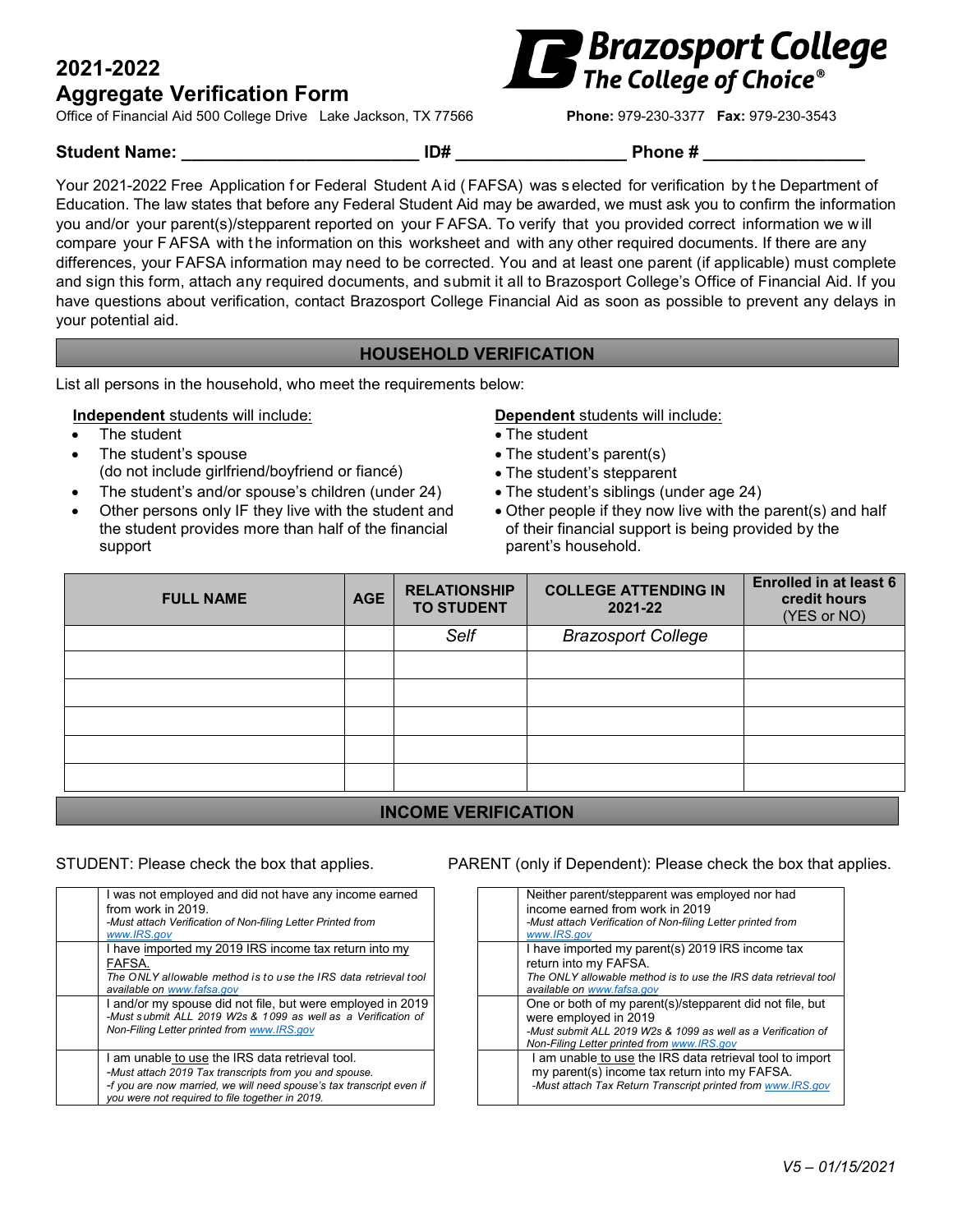# 2021-2022 Aggregate Verification Form

**Brazosport College** *The College of Choice®*

Office of Financial Aid 500 College Drive Lake Jackson, TX 77566 **Phone:** 979-230-3377 **Fax:** 979-230-3543

**Student Name:** ________________________ **ID#** _________________ **Phone #** ________________

Your 2021-2022 Free Application for Federal Student Aid (FAFSA) was selected for verification by the Department of Education. The law states that before any Federal Student Aid may be awarded, we must ask you to confirm the information you and/or your parent(s)/stepparent reported on your FAFSA. To verify that you provided correct information we will compare your FAFSA with the information on this worksheet and with any other required documents. If there are any differences, your FAFSA information may need to be corrected. You and at least one parent (if applicable) must complete and sign this form, attach any required documents, and submit it all to Brazosport College's Office of Financial Aid. If you have questions about verification, contact Brazosport College Financial Aid as soon as possible to prevent any delays in your potential aid.

## HOUSEHOLD VERIFICATION

List all persons in the household, who meet the requirements below:

**Independent** students will include:

- The student
- The student's spouse (do not include girlfriend/boyfriend or fiancé)
- The student's and/or spouse's children (under 24)
- Other persons only IF they live with the student and the student provides more than half of the financial support

**Dependent** students will include:

- The student
- The student's parent(s)
- The student's stepparent
- The student's siblings (under age 24)
- Other people if they now live with the parent(s) and half of their financial support is being provided by the parent's household.

| FULL NAME | AGE | RELATIONSHIP TO STUDENT | COLLEGE ATTENDING IN 2021-22 | Enrolled in at least 6 credit hours (YES or NO) |
|---|---|---|---|---|
| | | *Self* | *Brazosport College* | |
| | | | | |
| | | | | |
| | | | | |
| | | | | |
| | | | | |

## INCOME VERIFICATION

STUDENT: Please check the box that applies.

| | |
|---|---|
| | I was not employed and did not have any income earned from work in 2019. *-Must attach Verification of Non-filing Letter Printed from www.IRS.gov* |
| | I have imported my 2019 IRS income tax return into my FAFSA. *The ONLY allowable method is to use the IRS data retrieval tool available on www.fafsa.gov* |
| | I and/or my spouse did not file, but were employed in 2019 *-Must submit ALL 2019 W2s & 1099 as well as a Verification of Non-Filing Letter printed from www.IRS.gov* |
| | I am unable to use the IRS data retrieval tool. *-Must attach 2019 Tax transcripts from you and spouse. -f you are now married, we will need spouse's tax transcript even if you were not required to file together in 2019.* |

PARENT (only if Dependent): Please check the box that applies.

| | |
|---|---|
| | Neither parent/stepparent was employed nor had income earned from work in 2019 *-Must attach Verification of Non-filing Letter printed from www.IRS.gov* |
| | I have imported my parent(s) 2019 IRS income tax return into my FAFSA. *The ONLY allowable method is to use the IRS data retrieval tool available on www.fafsa.gov* |
| | One or both of my parent(s)/stepparent did not file, but were employed in 2019 *-Must submit ALL 2019 W2s & 1099 as well as a Verification of Non-Filing Letter printed from www.IRS.gov* |
| | I am unable to use the IRS data retrieval tool to import my parent(s) income tax return into my FAFSA. *-Must attach Tax Return Transcript printed from www.IRS.gov* |

*V5 – 01/15/2021*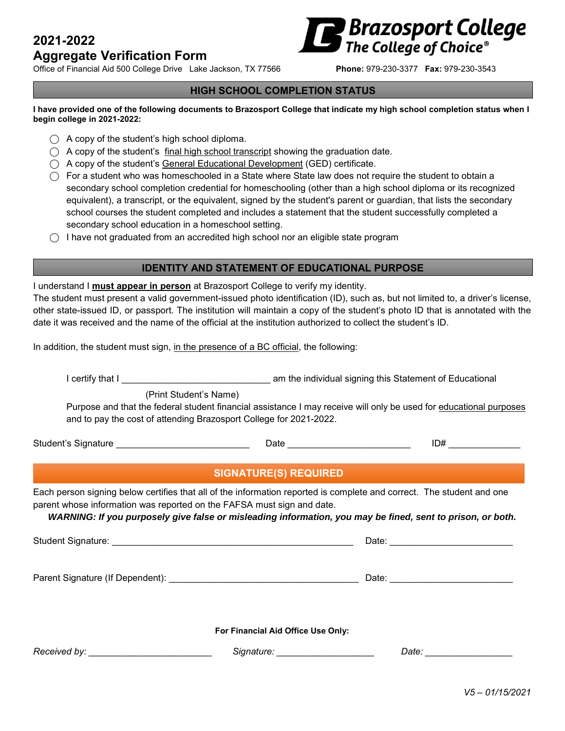# 2021-2022

# Aggregate Verification Form

**Brazosport College**
**The College of Choice®**

Office of Financial Aid 500 College Drive Lake Jackson, TX 77566 **Phone:** 979-230-3377 **Fax:** 979-230-3543

## HIGH SCHOOL COMPLETION STATUS

**I have provided one of the following documents to Brazosport College that indicate my high school completion status when I begin college in 2021-2022:**

- ◯ A copy of the student's high school diploma.
- ◯ A copy of the student's final high school transcript showing the graduation date.
- ◯ A copy of the student's General Educational Development (GED) certificate.
- ◯ For a student who was homeschooled in a State where State law does not require the student to obtain a secondary school completion credential for homeschooling (other than a high school diploma or its recognized equivalent), a transcript, or the equivalent, signed by the student's parent or guardian, that lists the secondary school courses the student completed and includes a statement that the student successfully completed a secondary school education in a homeschool setting.
- ◯ I have not graduated from an accredited high school nor an eligible state program

## IDENTITY AND STATEMENT OF EDUCATIONAL PURPOSE

I understand I **must appear in person** at Brazosport College to verify my identity.
The student must present a valid government-issued photo identification (ID), such as, but not limited to, a driver's license, other state-issued ID, or passport. The institution will maintain a copy of the student's photo ID that is annotated with the date it was received and the name of the official at the institution authorized to collect the student's ID.

In addition, the student must sign, in the presence of a BC official, the following:

I certify that I ____________________________ am the individual signing this Statement of Educational
(Print Student's Name)
Purpose and that the federal student financial assistance I may receive will only be used for educational purposes and to pay the cost of attending Brazosport College for 2021-2022.

Student's Signature _________________________ Date _______________________ ID# _____________

## SIGNATURE(S) REQUIRED

Each person signing below certifies that all of the information reported is complete and correct. The student and one parent whose information was reported on the FAFSA must sign and date.

***WARNING: If you purposely give false or misleading information, you may be fined, sent to prison, or both.***

Student Signature: _____________________________________________ Date: _______________________

Parent Signature (If Dependent): __________________________________ Date: _______________________

**For Financial Aid Office Use Only:**

*Received by:* _______________________ *Signature:* __________________ *Date:* ________________

*V5 – 01/15/2021*